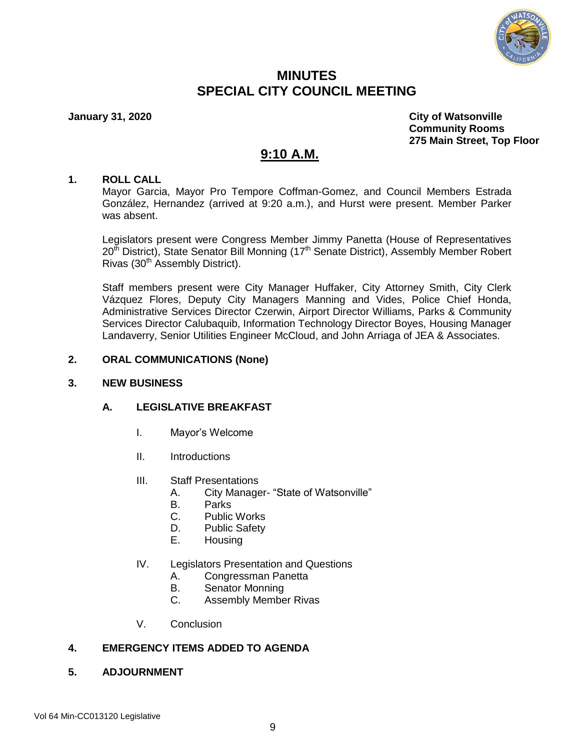# MINUTES
# SPECIAL CITY COUNCIL MEETING

**January 31, 2020**

**City of Watsonville**
**Community Rooms**
**275 Main Street, Top Floor**

## 9:10 A.M.

### 1. ROLL CALL

Mayor Garcia, Mayor Pro Tempore Coffman-Gomez, and Council Members Estrada González, Hernandez (arrived at 9:20 a.m.), and Hurst were present. Member Parker was absent.

Legislators present were Congress Member Jimmy Panetta (House of Representatives 20th District), State Senator Bill Monning (17th Senate District), Assembly Member Robert Rivas (30th Assembly District).

Staff members present were City Manager Huffaker, City Attorney Smith, City Clerk Vázquez Flores, Deputy City Managers Manning and Vides, Police Chief Honda, Administrative Services Director Czerwin, Airport Director Williams, Parks & Community Services Director Calubaquib, Information Technology Director Boyes, Housing Manager Landaverry, Senior Utilities Engineer McCloud, and John Arriaga of JEA & Associates.

### 2. ORAL COMMUNICATIONS (None)

### 3. NEW BUSINESS

#### A. LEGISLATIVE BREAKFAST

I. Mayor's Welcome

II. Introductions

III. Staff Presentations
- A. City Manager- "State of Watsonville"
- B. Parks
- C. Public Works
- D. Public Safety
- E. Housing

IV. Legislators Presentation and Questions
- A. Congressman Panetta
- B. Senator Monning
- C. Assembly Member Rivas

V. Conclusion

### 4. EMERGENCY ITEMS ADDED TO AGENDA

### 5. ADJOURNMENT

Vol 64 Min-CC013120 Legislative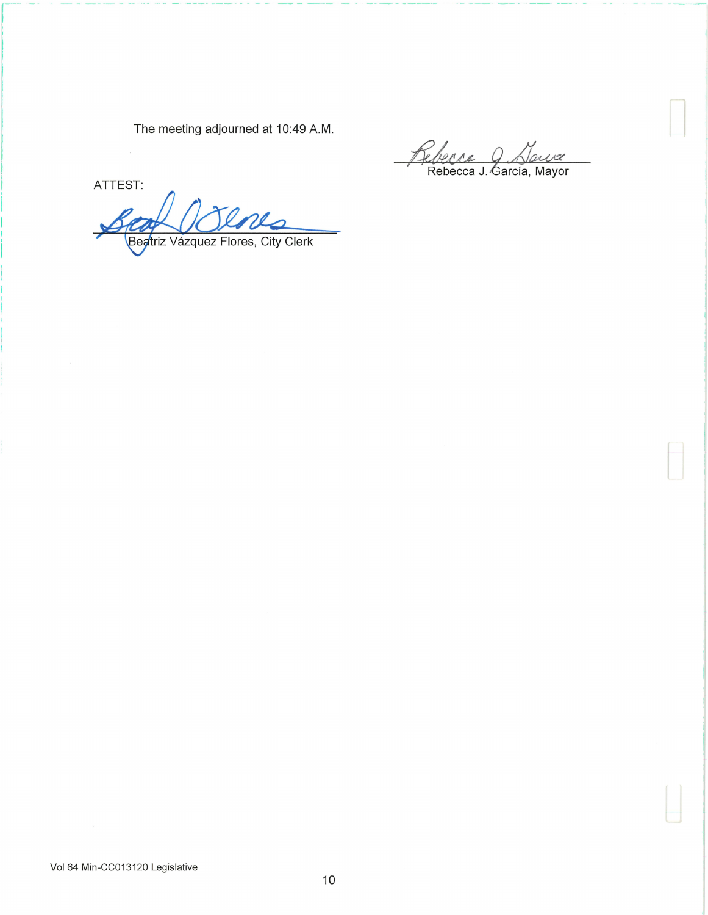The meeting adjourned at 10:49 A.M.

Rebecca J. García, Mayor

ATTEST:

Beatriz Vázquez Flores, City Clerk

Vol 64 Min-CC013120 Legislative